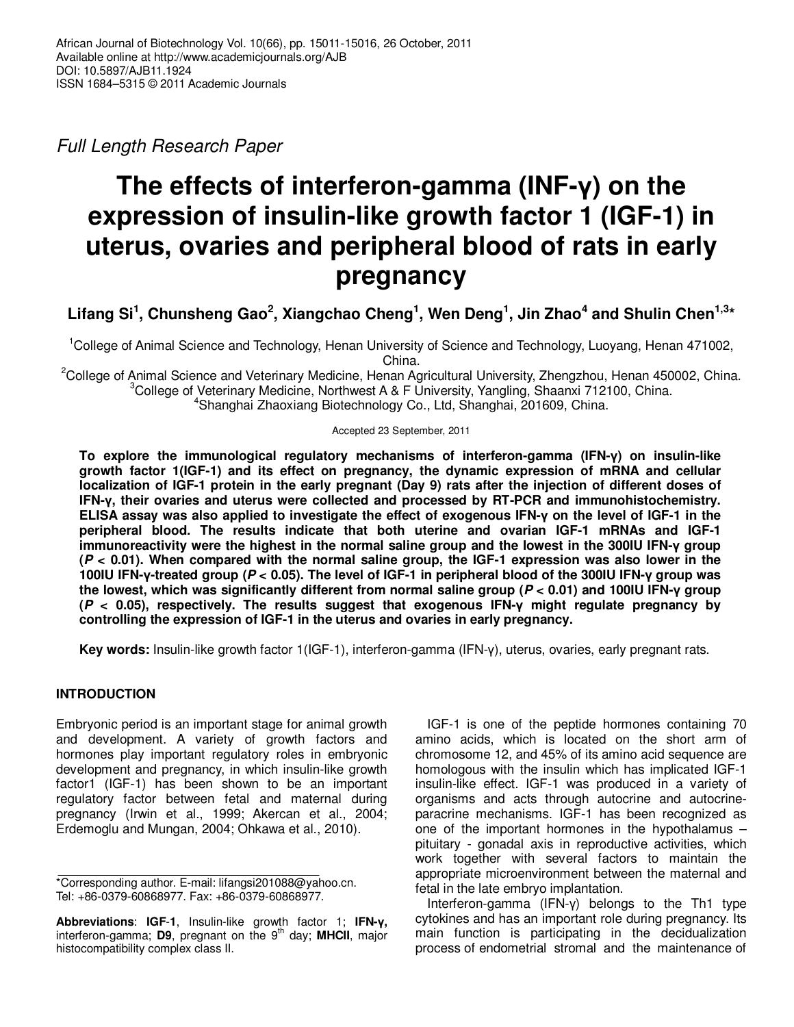African Journal of Biotechnology Vol. 10(66), pp. 15011-15016, 26 October, 2011
Available online at http://www.academicjournals.org/AJB
DOI: 10.5897/AJB11.1924
ISSN 1684–5315 © 2011 Academic Journals

*Full Length Research Paper*

# The effects of interferon-gamma (INF-γ) on the expression of insulin-like growth factor 1 (IGF-1) in uterus, ovaries and peripheral blood of rats in early pregnancy

**Lifang Si[1], Chunsheng Gao[2], Xiangchao Cheng[1], Wen Deng[1], Jin Zhao[4] and Shulin Chen[1,3]\***

[1]College of Animal Science and Technology, Henan University of Science and Technology, Luoyang, Henan 471002, China.
[2]College of Animal Science and Veterinary Medicine, Henan Agricultural University, Zhengzhou, Henan 450002, China.
[3]College of Veterinary Medicine, Northwest A & F University, Yangling, Shaanxi 712100, China.
[4]Shanghai Zhaoxiang Biotechnology Co., Ltd, Shanghai, 201609, China.

Accepted 23 September, 2011

**To explore the immunological regulatory mechanisms of interferon-gamma (IFN-γ) on insulin-like growth factor 1(IGF-1) and its effect on pregnancy, the dynamic expression of mRNA and cellular localization of IGF-1 protein in the early pregnant (Day 9) rats after the injection of different doses of IFN-γ, their ovaries and uterus were collected and processed by RT-PCR and immunohistochemistry. ELISA assay was also applied to investigate the effect of exogenous IFN-γ on the level of IGF-1 in the peripheral blood. The results indicate that both uterine and ovarian IGF-1 mRNAs and IGF-1 immunoreactivity were the highest in the normal saline group and the lowest in the 300IU IFN-γ group ($P < 0.01$). When compared with the normal saline group, the IGF-1 expression was also lower in the 100IU IFN-γ-treated group ($P < 0.05$). The level of IGF-1 in peripheral blood of the 300IU IFN-γ group was the lowest, which was significantly different from normal saline group ($P < 0.01$) and 100IU IFN-γ group ($P < 0.05$), respectively. The results suggest that exogenous IFN-γ might regulate pregnancy by controlling the expression of IGF-1 in the uterus and ovaries in early pregnancy.**

**Key words:** Insulin-like growth factor 1(IGF-1), interferon-gamma (IFN-γ), uterus, ovaries, early pregnant rats.

## INTRODUCTION

Embryonic period is an important stage for animal growth and development. A variety of growth factors and hormones play important regulatory roles in embryonic development and pregnancy, in which insulin-like growth factor1 (IGF-1) has been shown to be an important regulatory factor between fetal and maternal during pregnancy (Irwin et al., 1999; Akercan et al., 2004; Erdemoglu and Mungan, 2004; Ohkawa et al., 2010).

IGF-1 is one of the peptide hormones containing 70 amino acids, which is located on the short arm of chromosome 12, and 45% of its amino acid sequence are homologous with the insulin which has implicated IGF-1 insulin-like effect. IGF-1 was produced in a variety of organisms and acts through autocrine and autocrine-paracrine mechanisms. IGF-1 has been recognized as one of the important hormones in the hypothalamus – pituitary - gonadal axis in reproductive activities, which work together with several factors to maintain the appropriate microenvironment between the maternal and fetal in the late embryo implantation.

Interferon-gamma (IFN-γ) belongs to the Th1 type cytokines and has an important role during pregnancy. Its main function is participating in the decidualization process of endometrial stromal and the maintenance of

\*Corresponding author. E-mail: lifangsi201088@yahoo.cn. Tel: +86-0379-60868977. Fax: +86-0379-60868977.

**Abbreviations**: **IGF-1**, Insulin-like growth factor 1; **IFN-γ,** interferon-gamma; **D9**, pregnant on the 9th day; **MHCII**, major histocompatibility complex class II.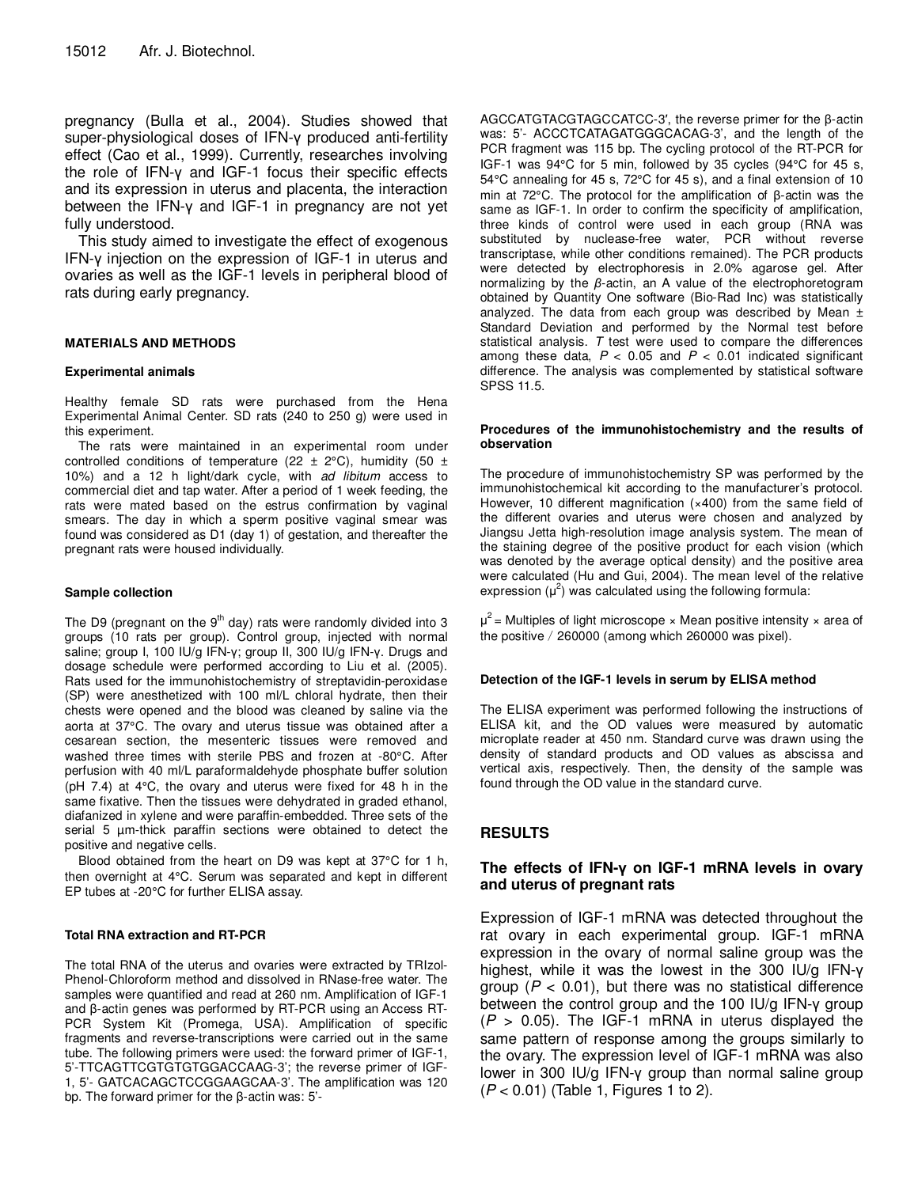pregnancy (Bulla et al., 2004). Studies showed that super-physiological doses of IFN-γ produced anti-fertility effect (Cao et al., 1999). Currently, researches involving the role of IFN-γ and IGF-1 focus their specific effects and its expression in uterus and placenta, the interaction between the IFN-γ and IGF-1 in pregnancy are not yet fully understood.

This study aimed to investigate the effect of exogenous IFN-γ injection on the expression of IGF-1 in uterus and ovaries as well as the IGF-1 levels in peripheral blood of rats during early pregnancy.

## MATERIALS AND METHODS

### Experimental animals

Healthy female SD rats were purchased from the Hena Experimental Animal Center. SD rats (240 to 250 g) were used in this experiment.

The rats were maintained in an experimental room under controlled conditions of temperature (22 ± 2°C), humidity (50 ± 10%) and a 12 h light/dark cycle, with *ad libitum* access to commercial diet and tap water. After a period of 1 week feeding, the rats were mated based on the estrus confirmation by vaginal smears. The day in which a sperm positive vaginal smear was found was considered as D1 (day 1) of gestation, and thereafter the pregnant rats were housed individually.

### Sample collection

The D9 (pregnant on the 9th day) rats were randomly divided into 3 groups (10 rats per group). Control group, injected with normal saline; group I, 100 IU/g IFN-γ; group II, 300 IU/g IFN-γ. Drugs and dosage schedule were performed according to Liu et al. (2005). Rats used for the immunohistochemistry of streptavidin-peroxidase (SP) were anesthetized with 100 ml/L chloral hydrate, then their chests were opened and the blood was cleaned by saline via the aorta at 37°C. The ovary and uterus tissue was obtained after a cesarean section, the mesenteric tissues were removed and washed three times with sterile PBS and frozen at -80°C. After perfusion with 40 ml/L paraformaldehyde phosphate buffer solution (pH 7.4) at 4°C, the ovary and uterus were fixed for 48 h in the same fixative. Then the tissues were dehydrated in graded ethanol, diafanized in xylene and were paraffin-embedded. Three sets of the serial 5 µm-thick paraffin sections were obtained to detect the positive and negative cells.

Blood obtained from the heart on D9 was kept at 37°C for 1 h, then overnight at 4°C. Serum was separated and kept in different EP tubes at -20°C for further ELISA assay.

### Total RNA extraction and RT-PCR

The total RNA of the uterus and ovaries were extracted by TRIzol-Phenol-Chloroform method and dissolved in RNase-free water. The samples were quantified and read at 260 nm. Amplification of IGF-1 and β-actin genes was performed by RT-PCR using an Access RT-PCR System Kit (Promega, USA). Amplification of specific fragments and reverse-transcriptions were carried out in the same tube. The following primers were used: the forward primer of IGF-1, 5'-TTCAGTTCGTGTGTGGACCAAG-3'; the reverse primer of IGF-1, 5'- GATCACAGCTCCGGAAGCAA-3'. The amplification was 120 bp. The forward primer for the β-actin was: 5'-AGCCATGTACGTAGCCATCC-3′, the reverse primer for the β-actin was: 5'- ACCCTCATAGATGGGCACAG-3', and the length of the PCR fragment was 115 bp. The cycling protocol of the RT-PCR for IGF-1 was 94°C for 5 min, followed by 35 cycles (94°C for 45 s, 54°C annealing for 45 s, 72°C for 45 s), and a final extension of 10 min at 72°C. The protocol for the amplification of β-actin was the same as IGF-1. In order to confirm the specificity of amplification, three kinds of control were used in each group (RNA was substituted by nuclease-free water, PCR without reverse transcriptase, while other conditions remained). The PCR products were detected by electrophoresis in 2.0% agarose gel. After normalizing by the *β*-actin, an A value of the electrophoretogram obtained by Quantity One software (Bio-Rad Inc) was statistically analyzed. The data from each group was described by Mean ± Standard Deviation and performed by the Normal test before statistical analysis. *T* test were used to compare the differences among these data, $P < 0.05$ and $P < 0.01$ indicated significant difference. The analysis was complemented by statistical software SPSS 11.5.

### Procedures of the immunohistochemistry and the results of observation

The procedure of immunohistochemistry SP was performed by the immunohistochemical kit according to the manufacturer's protocol. However, 10 different magnification (×400) from the same field of the different ovaries and uterus were chosen and analyzed by Jiangsu Jetta high-resolution image analysis system. The mean of the staining degree of the positive product for each vision (which was denoted by the average optical density) and the positive area were calculated (Hu and Gui, 2004). The mean level of the relative expression ($\mu^2$) was calculated using the following formula:

$\mu^2$ = Multiples of light microscope × Mean positive intensity × area of the positive / 260000 (among which 260000 was pixel).

### Detection of the IGF-1 levels in serum by ELISA method

The ELISA experiment was performed following the instructions of ELISA kit, and the OD values were measured by automatic microplate reader at 450 nm. Standard curve was drawn using the density of standard products and OD values as abscissa and vertical axis, respectively. Then, the density of the sample was found through the OD value in the standard curve.

## RESULTS

### The effects of IFN-γ on IGF-1 mRNA levels in ovary and uterus of pregnant rats

Expression of IGF-1 mRNA was detected throughout the rat ovary in each experimental group. IGF-1 mRNA expression in the ovary of normal saline group was the highest, while it was the lowest in the 300 IU/g IFN-γ group ($P < 0.01$), but there was no statistical difference between the control group and the 100 IU/g IFN-γ group ($P > 0.05$). The IGF-1 mRNA in uterus displayed the same pattern of response among the groups similarly to the ovary. The expression level of IGF-1 mRNA was also lower in 300 IU/g IFN-γ group than normal saline group ($P < 0.01$) (Table 1, Figures 1 to 2).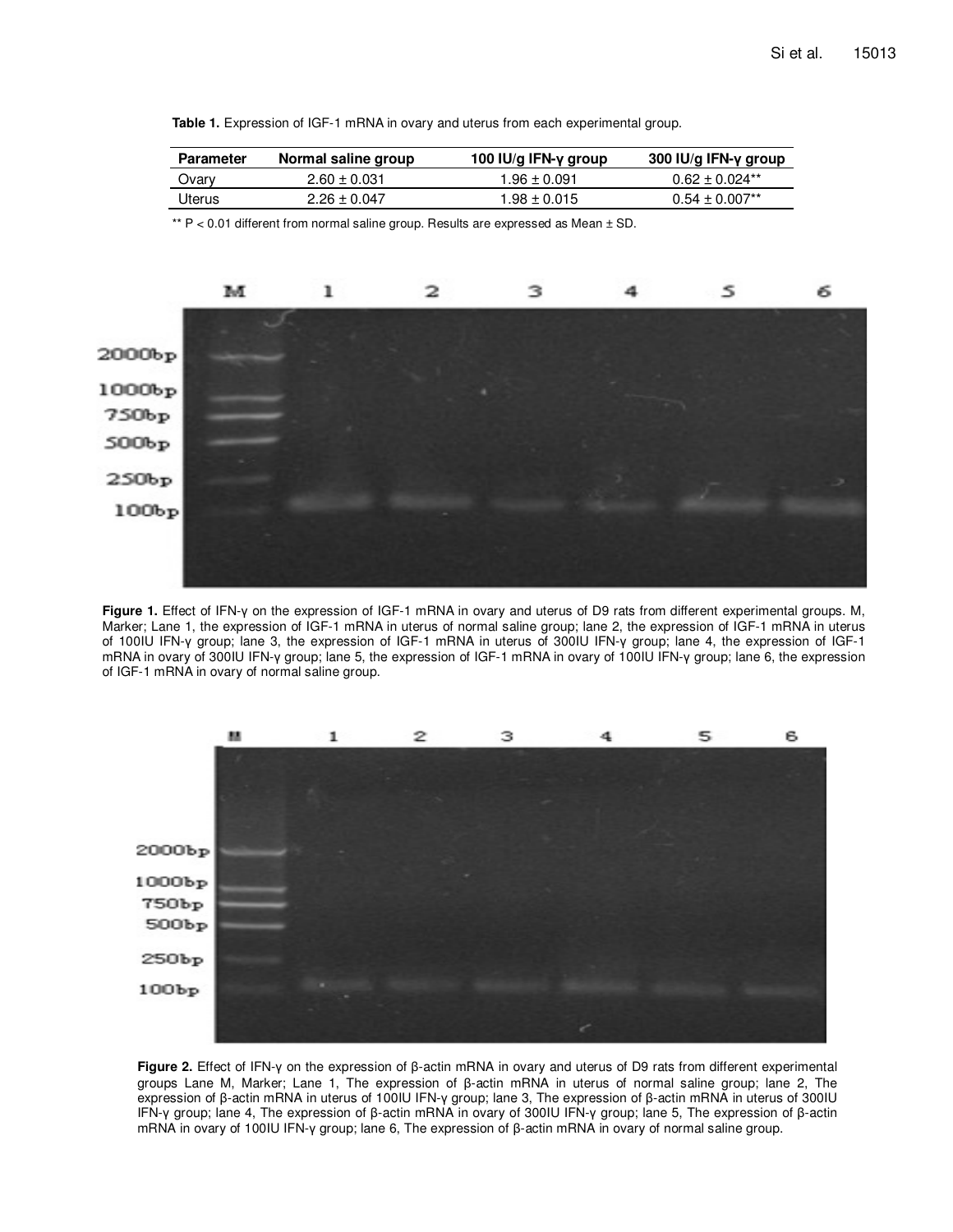**Table 1.** Expression of IGF-1 mRNA in ovary and uterus from each experimental group.

| Parameter | Normal saline group | 100 IU/g IFN-γ group | 300 IU/g IFN-γ group |
|---|---|---|---|
| Ovary | 2.60 ± 0.031 | 1.96 ± 0.091 | 0.62 ± 0.024** |
| Uterus | 2.26 ± 0.047 | 1.98 ± 0.015 | 0.54 ± 0.007** |

** $P < 0.01$ different from normal saline group. Results are expressed as Mean ± SD.

**Figure 1.** Effect of IFN-γ on the expression of IGF-1 mRNA in ovary and uterus of D9 rats from different experimental groups. M, Marker; Lane 1, the expression of IGF-1 mRNA in uterus of normal saline group; lane 2, the expression of IGF-1 mRNA in uterus of 100IU IFN-γ group; lane 3, the expression of IGF-1 mRNA in uterus of 300IU IFN-γ group; lane 4, the expression of IGF-1 mRNA in ovary of 300IU IFN-γ group; lane 5, the expression of IGF-1 mRNA in ovary of 100IU IFN-γ group; lane 6, the expression of IGF-1 mRNA in ovary of normal saline group.

**Figure 2.** Effect of IFN-γ on the expression of β-actin mRNA in ovary and uterus of D9 rats from different experimental groups Lane M, Marker; Lane 1, The expression of β-actin mRNA in uterus of normal saline group; lane 2, The expression of β-actin mRNA in uterus of 100IU IFN-γ group; lane 3, The expression of β-actin mRNA in uterus of 300IU IFN-γ group; lane 4, The expression of β-actin mRNA in ovary of 300IU IFN-γ group; lane 5, The expression of β-actin mRNA in ovary of 100IU IFN-γ group; lane 6, The expression of β-actin mRNA in ovary of normal saline group.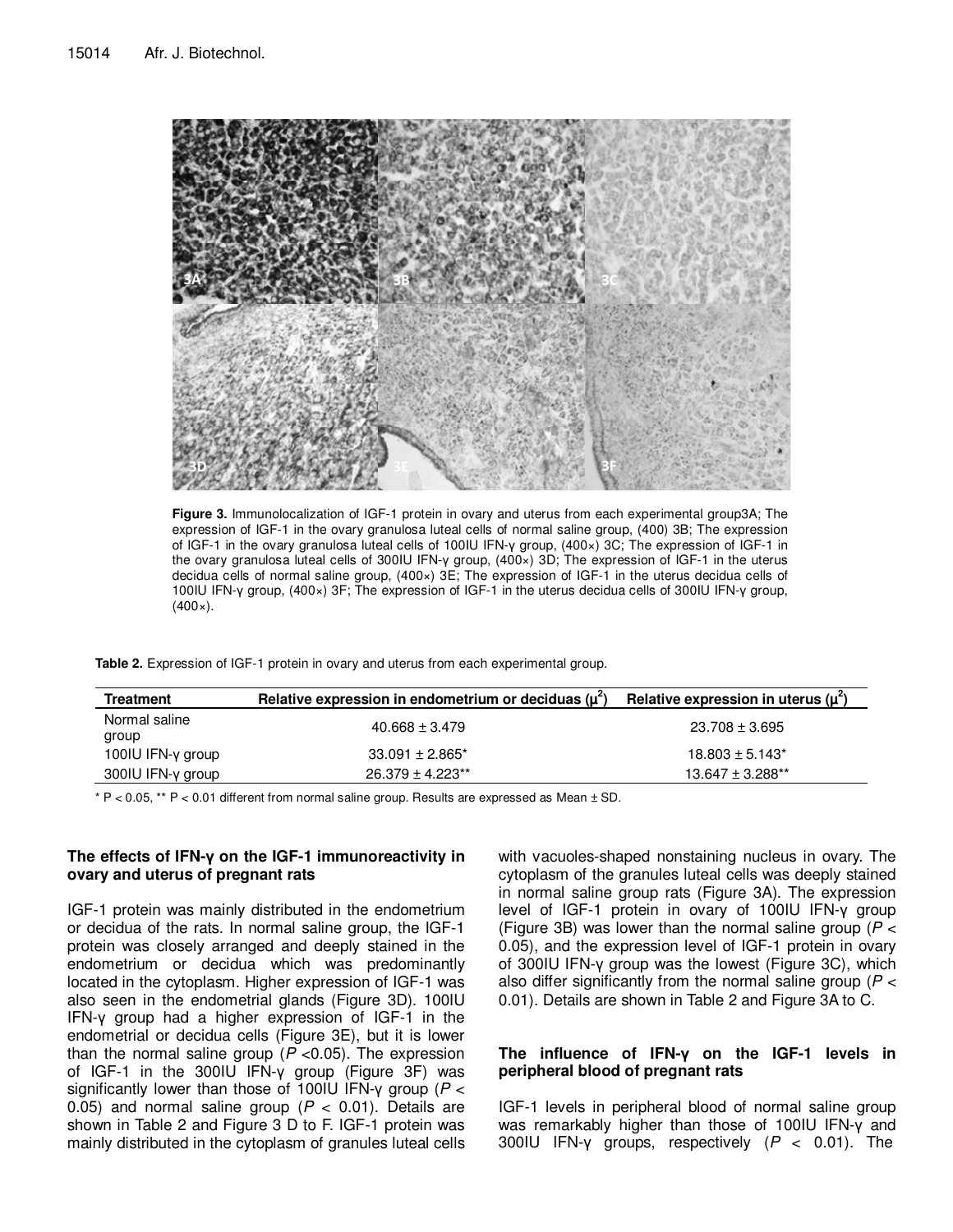**Figure 3.** Immunolocalization of IGF-1 protein in ovary and uterus from each experimental group3A; The expression of IGF-1 in the ovary granulosa luteal cells of normal saline group, (400) 3B; The expression of IGF-1 in the ovary granulosa luteal cells of 100IU IFN-γ group, (400×) 3C; The expression of IGF-1 in the ovary granulosa luteal cells of 300IU IFN-γ group, (400×) 3D; The expression of IGF-1 in the uterus decidua cells of normal saline group, (400×) 3E; The expression of IGF-1 in the uterus decidua cells of 100IU IFN-γ group, (400×) 3F; The expression of IGF-1 in the uterus decidua cells of 300IU IFN-γ group, (400×).

**Table 2.** Expression of IGF-1 protein in ovary and uterus from each experimental group.

| Treatment | Relative expression in endometrium or deciduas ($\mu^2$) | Relative expression in uterus ($\mu^2$) |
|---|---|---|
| Normal saline group | 40.668 ± 3.479 | 23.708 ± 3.695 |
| 100IU IFN-γ group | 33.091 ± 2.865* | 18.803 ± 5.143* |
| 300IU IFN-γ group | 26.379 ± 4.223** | 13.647 ± 3.288** |

* $P < 0.05$, ** $P < 0.01$ different from normal saline group. Results are expressed as Mean ± SD.

### The effects of IFN-γ on the IGF-1 immunoreactivity in ovary and uterus of pregnant rats

IGF-1 protein was mainly distributed in the endometrium or decidua of the rats. In normal saline group, the IGF-1 protein was closely arranged and deeply stained in the endometrium or decidua which was predominantly located in the cytoplasm. Higher expression of IGF-1 was also seen in the endometrial glands (Figure 3D). 100IU IFN-γ group had a higher expression of IGF-1 in the endometrial or decidua cells (Figure 3E), but it is lower than the normal saline group ($P$ <0.05). The expression of IGF-1 in the 300IU IFN-γ group (Figure 3F) was significantly lower than those of 100IU IFN-γ group ($P$ < 0.05) and normal saline group ($P$ < 0.01). Details are shown in Table 2 and Figure 3 D to F. IGF-1 protein was mainly distributed in the cytoplasm of granules luteal cells with vacuoles-shaped nonstaining nucleus in ovary. The cytoplasm of the granules luteal cells was deeply stained in normal saline group rats (Figure 3A). The expression level of IGF-1 protein in ovary of 100IU IFN-γ group (Figure 3B) was lower than the normal saline group ($P$ < 0.05), and the expression level of IGF-1 protein in ovary of 300IU IFN-γ group was the lowest (Figure 3C), which also differ significantly from the normal saline group ($P$ < 0.01). Details are shown in Table 2 and Figure 3A to C.

### The influence of IFN-γ on the IGF-1 levels in peripheral blood of pregnant rats

IGF-1 levels in peripheral blood of normal saline group was remarkably higher than those of 100IU IFN-γ and 300IU IFN-γ groups, respectively ($P$ < 0.01). The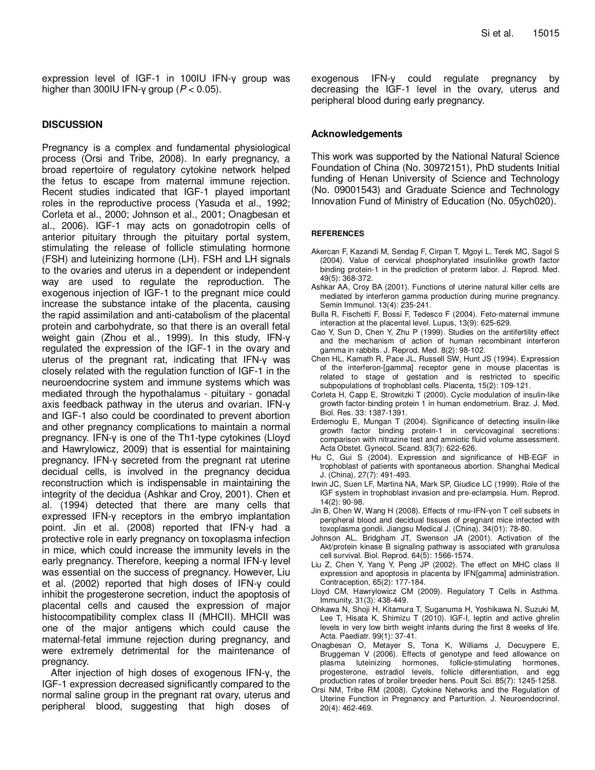expression level of IGF-1 in 100IU IFN-γ group was higher than 300IU IFN-γ group ($P < 0.05$).

## DISCUSSION

Pregnancy is a complex and fundamental physiological process (Orsi and Tribe, 2008). In early pregnancy, a broad repertoire of regulatory cytokine network helped the fetus to escape from maternal immune rejection. Recent studies indicated that IGF-1 played important roles in the reproductive process (Yasuda et al., 1992; Corleta et al., 2000; Johnson et al., 2001; Onagbesan et al., 2006). IGF-1 may acts on gonadotropin cells of anterior pituitary through the pituitary portal system, stimulating the release of follicle stimulating hormone (FSH) and luteinizing hormone (LH). FSH and LH signals to the ovaries and uterus in a dependent or independent way are used to regulate the reproduction. The exogenous injection of IGF-1 to the pregnant mice could increase the substance intake of the placenta, causing the rapid assimilation and anti-catabolism of the placental protein and carbohydrate, so that there is an overall fetal weight gain (Zhou et al., 1999). In this study, IFN-γ regulated the expression of the IGF-1 in the ovary and uterus of the pregnant rat, indicating that IFN-γ was closely related with the regulation function of IGF-1 in the neuroendocrine system and immune systems which was mediated through the hypothalamus - pituitary - gonadal axis feedback pathway in the uterus and ovarian. IFN-γ and IGF-1 also could be coordinated to prevent abortion and other pregnancy complications to maintain a normal pregnancy. IFN-γ is one of the Th1-type cytokines (Lloyd and Hawrylowicz, 2009) that is essential for maintaining pregnancy. IFN-γ secreted from the pregnant rat uterine decidual cells, is involved in the pregnancy decidua reconstruction which is indispensable in maintaining the integrity of the decidua (Ashkar and Croy, 2001). Chen et al. (1994) detected that there are many cells that expressed IFN-γ receptors in the embryo implantation point. Jin et al. (2008) reported that IFN-γ had a protective role in early pregnancy on toxoplasma infection in mice, which could increase the immunity levels in the early pregnancy. Therefore, keeping a normal IFN-γ level was essential on the success of pregnancy. However, Liu et al. (2002) reported that high doses of IFN-γ could inhibit the progesterone secretion, induct the apoptosis of placental cells and caused the expression of major histocompatibility complex class II (MHCII). MHCII was one of the major antigens which could cause the maternal-fetal immune rejection during pregnancy, and were extremely detrimental for the maintenance of pregnancy.

After injection of high doses of exogenous IFN-γ, the IGF-1 expression decreased significantly compared to the normal saline group in the pregnant rat ovary, uterus and peripheral blood, suggesting that high doses of exogenous IFN-γ could regulate pregnancy by decreasing the IGF-1 level in the ovary, uterus and peripheral blood during early pregnancy.

## Acknowledgements

This work was supported by the National Natural Science Foundation of China (No. 30972151), PhD students Initial funding of Henan University of Science and Technology (No. 09001543) and Graduate Science and Technology Innovation Fund of Ministry of Education (No. 05ych020).

## REFERENCES

Akercan F, Kazandi M, Sendag F, Cirpan T, Mgoyi L, Terek MC, Sagol S (2004). Value of cervical phosphorylated insulinlike growth factor binding protein-1 in the prediction of preterm labor. J. Reprod. Med. 49(5): 368-372.

Ashkar AA, Croy BA (2001). Functions of uterine natural killer cells are mediated by interferon gamma production during murine pregnancy. Semin Immunol. 13(4): 235-241.

Bulla R, Fischetti F, Bossi F, Tedesco F (2004). Feto-maternal immune interaction at the placental level. Lupus, 13(9): 625-629.

Cao Y, Sun D, Chen Y, Zhu P (1999). Studies on the antifertility effect and the mechanism of action of human recombinant interferon gamma in rabbits. J. Reprod. Med. 8(2): 98-102.

Chen HL, Kamath R, Pace JL, Russell SW, Hunt JS (1994). Expression of the interferon-[gamma] receptor gene in mouse placentas is related to stage of gestation and is restricted to specific subpopulations of trophoblast cells. Placenta, 15(2): 109-121.

Corleta H, Capp E, Strowitzki T (2000). Cycle modulation of insulin-like growth factor-binding protein 1 in human endometrium. Braz. J. Med. Biol. Res. 33: 1387-1391.

Erdemoglu E, Mungan T (2004). Significance of detecting insulin-like growth factor binding protein-1 in cervicovaginal secretions: comparison with nitrazine test and amniotic fluid volume assessment. Acta Obstet. Gynecol. Scand. 83(7): 622-626.

Hu C, Gui S (2004). Expression and significance of HB-EGF in trophoblast of patients with spontaneous abortion. Shanghai Medical J. (China), 27(7): 491-493.

Irwin JC, Suen LF, Martina NA, Mark SP, Giudice LC (1999). Role of the IGF system in trophoblast invasion and pre-eclampsia. Hum. Reprod. 14(2): 90-98.

Jin B, Chen W, Wang H (2008). Effects of rmu-IFN-γon T cell subsets in peripheral blood and decidual tissues of pregnant mice infected with toxoplasma gondii. Jiangsu Medical J. (China). 34(01): 78-80.

Johnson AL, Bridgham JT, Swenson JA (2001). Activation of the Akt/protein kinase B signaling pathway is associated with granulosa cell survival. Biol. Reprod. 64(5): 1566-1574.

Liu Z, Chen Y, Yang Y, Peng JP (2002). The effect on MHC class II expression and apoptosis in placenta by IFN[gamma] administration. Contraception, 65(2): 177-184.

Lloyd CM, Hawrylowicz CM (2009). Regulatory T Cells in Asthma. Immunity, 31(3): 438-449.

Ohkawa N, Shoji H, Kitamura T, Suganuma H, Yoshikawa N, Suzuki M, Lee T, Hisata K, Shimizu T (2010). IGF-I, leptin and active ghrelin levels in very low birth weight infants during the first 8 weeks of life. Acta. Paediatr. 99(1): 37-41.

Onagbesan O, Metayer S, Tona K, Williams J, Decuypere E, Bruggeman V (2006). Effects of genotype and feed allowance on plasma luteinizing hormones, follicle-stimulating hormones, progesterone, estradiol levels, follicle differentiation, and egg production rates of broiler breeder hens. Poult Sci. 85(7): 1245-1258.

Orsi NM, Tribe RM (2008). Cytokine Networks and the Regulation of Uterine Function in Pregnancy and Parturition. J. Neuroendocrinol. 20(4): 462-469.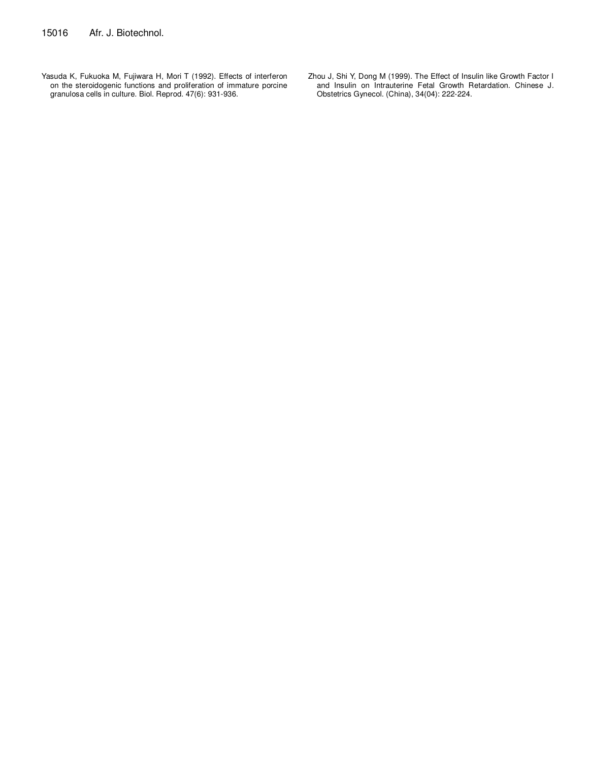Yasuda K, Fukuoka M, Fujiwara H, Mori T (1992). Effects of interferon on the steroidogenic functions and proliferation of immature porcine granulosa cells in culture. Biol. Reprod. 47(6): 931-936.

Zhou J, Shi Y, Dong M (1999). The Effect of Insulin like Growth Factor I and Insulin on Intrauterine Fetal Growth Retardation. Chinese J. Obstetrics Gynecol. (China), 34(04): 222-224.